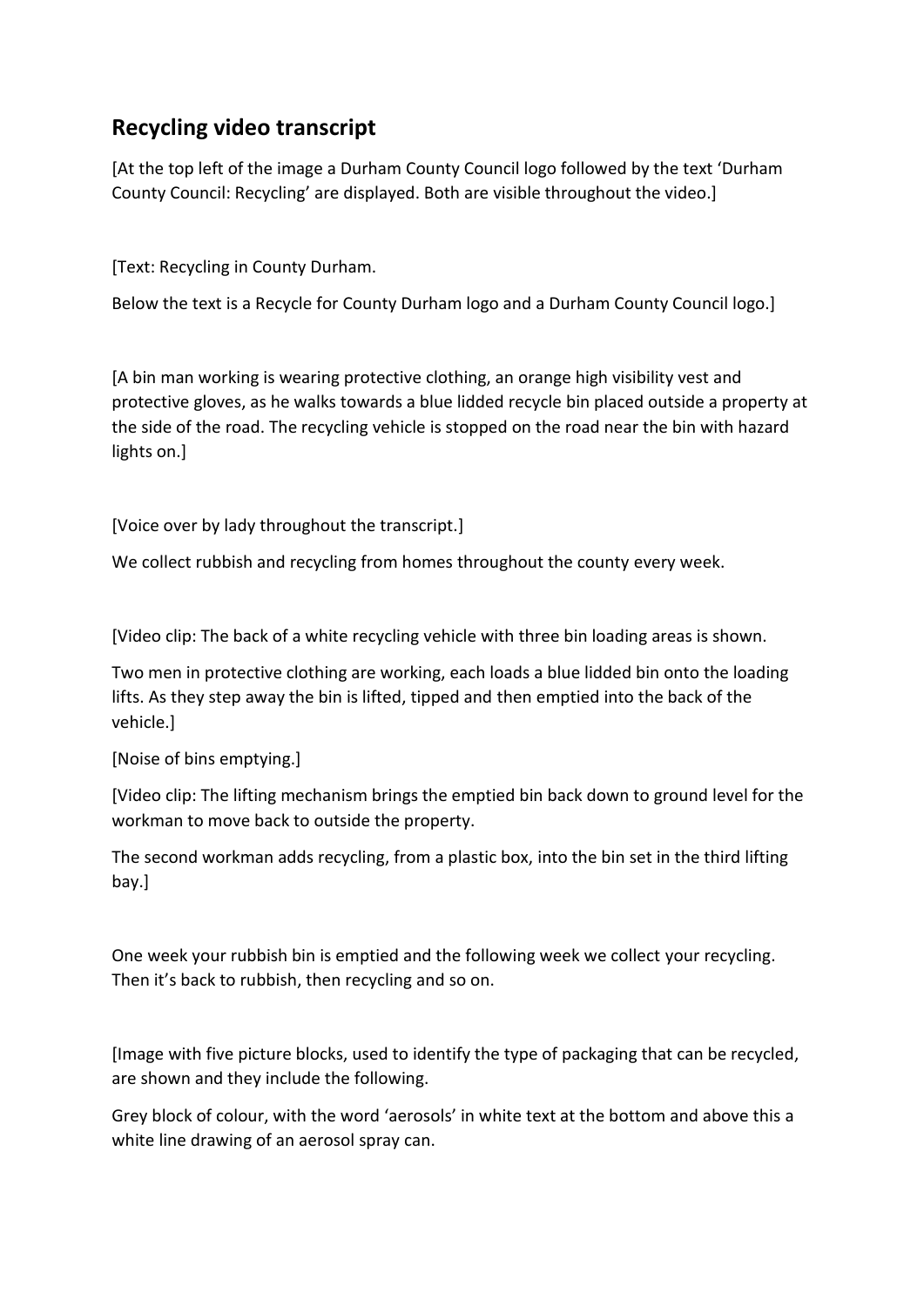## Recycling video transcript

[At the top left of the image a Durham County Council logo followed by the text 'Durham County Council: Recycling' are displayed. Both are visible throughout the video.]

[Text: Recycling in County Durham.

Below the text is a Recycle for County Durham logo and a Durham County Council logo.]

[A bin man working is wearing protective clothing, an orange high visibility vest and protective gloves, as he walks towards a blue lidded recycle bin placed outside a property at the side of the road. The recycling vehicle is stopped on the road near the bin with hazard lights on.]

[Voice over by lady throughout the transcript.]

We collect rubbish and recycling from homes throughout the county every week.

[Video clip: The back of a white recycling vehicle with three bin loading areas is shown.

Two men in protective clothing are working, each loads a blue lidded bin onto the loading lifts. As they step away the bin is lifted, tipped and then emptied into the back of the vehicle.]

[Noise of bins emptying.]

[Video clip: The lifting mechanism brings the emptied bin back down to ground level for the workman to move back to outside the property.

The second workman adds recycling, from a plastic box, into the bin set in the third lifting bay.]

One week your rubbish bin is emptied and the following week we collect your recycling. Then it's back to rubbish, then recycling and so on.

[Image with five picture blocks, used to identify the type of packaging that can be recycled, are shown and they include the following.

Grey block of colour, with the word 'aerosols' in white text at the bottom and above this a white line drawing of an aerosol spray can.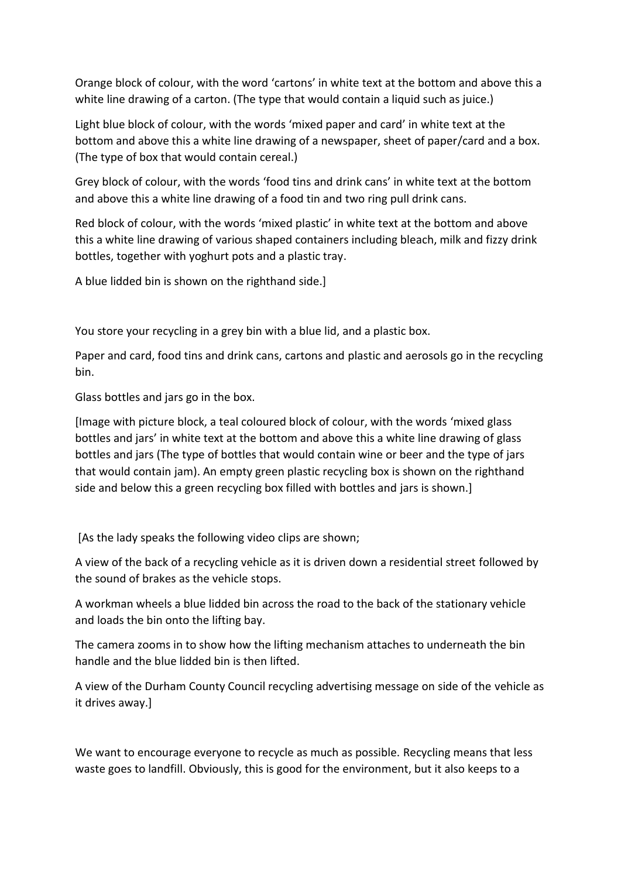Orange block of colour, with the word 'cartons' in white text at the bottom and above this a white line drawing of a carton. (The type that would contain a liquid such as juice.)

Light blue block of colour, with the words 'mixed paper and card' in white text at the bottom and above this a white line drawing of a newspaper, sheet of paper/card and a box. (The type of box that would contain cereal.)

Grey block of colour, with the words 'food tins and drink cans' in white text at the bottom and above this a white line drawing of a food tin and two ring pull drink cans.

Red block of colour, with the words 'mixed plastic' in white text at the bottom and above this a white line drawing of various shaped containers including bleach, milk and fizzy drink bottles, together with yoghurt pots and a plastic tray.

A blue lidded bin is shown on the righthand side.]

You store your recycling in a grey bin with a blue lid, and a plastic box.

Paper and card, food tins and drink cans, cartons and plastic and aerosols go in the recycling bin.

Glass bottles and jars go in the box.

[Image with picture block, a teal coloured block of colour, with the words 'mixed glass bottles and jars' in white text at the bottom and above this a white line drawing of glass bottles and jars (The type of bottles that would contain wine or beer and the type of jars that would contain jam). An empty green plastic recycling box is shown on the righthand side and below this a green recycling box filled with bottles and jars is shown.]

[As the lady speaks the following video clips are shown;

A view of the back of a recycling vehicle as it is driven down a residential street followed by the sound of brakes as the vehicle stops.

A workman wheels a blue lidded bin across the road to the back of the stationary vehicle and loads the bin onto the lifting bay.

The camera zooms in to show how the lifting mechanism attaches to underneath the bin handle and the blue lidded bin is then lifted.

A view of the Durham County Council recycling advertising message on side of the vehicle as it drives away.]

We want to encourage everyone to recycle as much as possible. Recycling means that less waste goes to landfill. Obviously, this is good for the environment, but it also keeps to a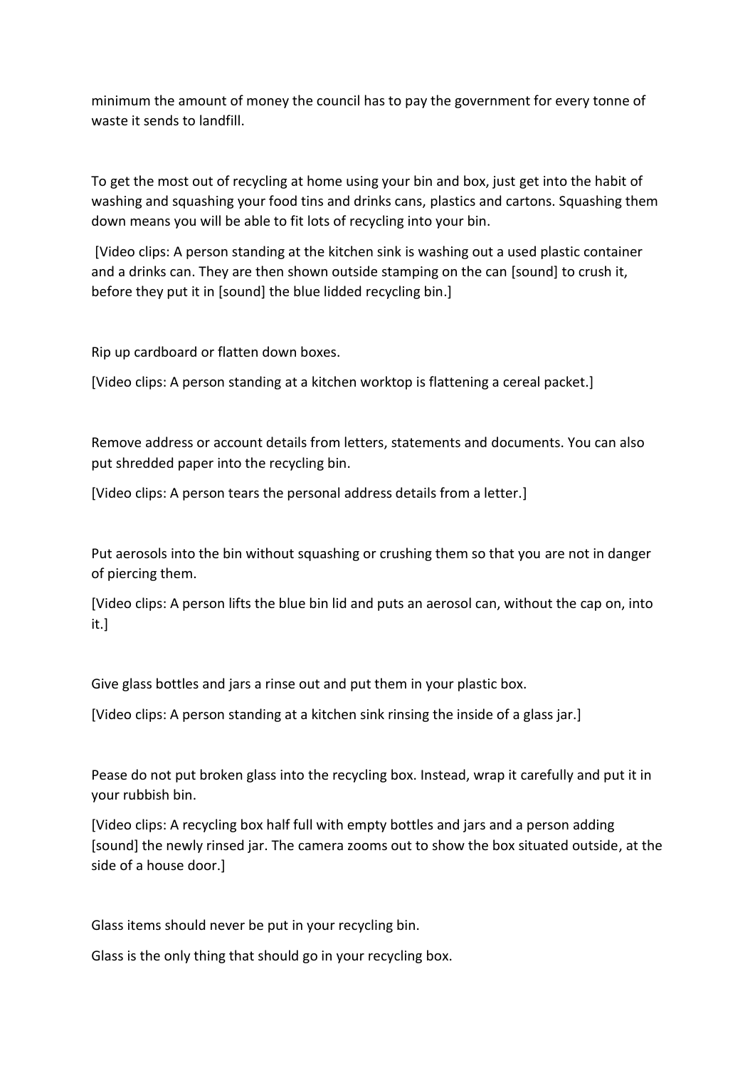minimum the amount of money the council has to pay the government for every tonne of waste it sends to landfill.

To get the most out of recycling at home using your bin and box, just get into the habit of washing and squashing your food tins and drinks cans, plastics and cartons. Squashing them down means you will be able to fit lots of recycling into your bin.

[Video clips: A person standing at the kitchen sink is washing out a used plastic container and a drinks can. They are then shown outside stamping on the can [sound] to crush it, before they put it in [sound] the blue lidded recycling bin.]

Rip up cardboard or flatten down boxes.

[Video clips: A person standing at a kitchen worktop is flattening a cereal packet.]

Remove address or account details from letters, statements and documents. You can also put shredded paper into the recycling bin.

[Video clips: A person tears the personal address details from a letter.]

Put aerosols into the bin without squashing or crushing them so that you are not in danger of piercing them.

[Video clips: A person lifts the blue bin lid and puts an aerosol can, without the cap on, into it.]

Give glass bottles and jars a rinse out and put them in your plastic box.

[Video clips: A person standing at a kitchen sink rinsing the inside of a glass jar.]

Pease do not put broken glass into the recycling box. Instead, wrap it carefully and put it in your rubbish bin.

[Video clips: A recycling box half full with empty bottles and jars and a person adding [sound] the newly rinsed jar. The camera zooms out to show the box situated outside, at the side of a house door.]

Glass items should never be put in your recycling bin.

Glass is the only thing that should go in your recycling box.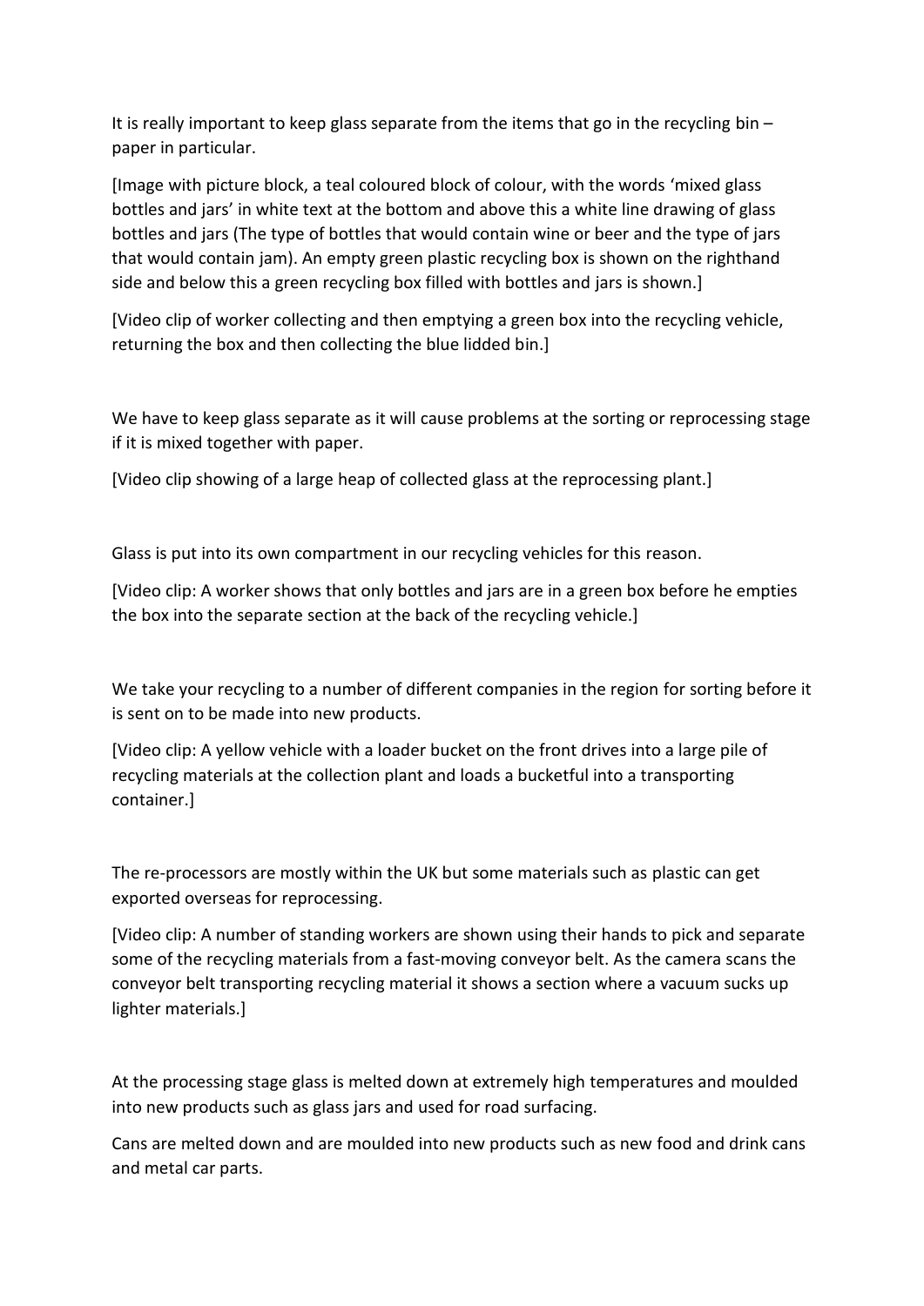It is really important to keep glass separate from the items that go in the recycling bin – paper in particular.

[Image with picture block, a teal coloured block of colour, with the words 'mixed glass bottles and jars' in white text at the bottom and above this a white line drawing of glass bottles and jars (The type of bottles that would contain wine or beer and the type of jars that would contain jam). An empty green plastic recycling box is shown on the righthand side and below this a green recycling box filled with bottles and jars is shown.]

[Video clip of worker collecting and then emptying a green box into the recycling vehicle, returning the box and then collecting the blue lidded bin.]

We have to keep glass separate as it will cause problems at the sorting or reprocessing stage if it is mixed together with paper.

[Video clip showing of a large heap of collected glass at the reprocessing plant.]

Glass is put into its own compartment in our recycling vehicles for this reason.

[Video clip: A worker shows that only bottles and jars are in a green box before he empties the box into the separate section at the back of the recycling vehicle.]

We take your recycling to a number of different companies in the region for sorting before it is sent on to be made into new products.

[Video clip: A yellow vehicle with a loader bucket on the front drives into a large pile of recycling materials at the collection plant and loads a bucketful into a transporting container.]

The re-processors are mostly within the UK but some materials such as plastic can get exported overseas for reprocessing.

[Video clip: A number of standing workers are shown using their hands to pick and separate some of the recycling materials from a fast-moving conveyor belt. As the camera scans the conveyor belt transporting recycling material it shows a section where a vacuum sucks up lighter materials.]

At the processing stage glass is melted down at extremely high temperatures and moulded into new products such as glass jars and used for road surfacing.

Cans are melted down and are moulded into new products such as new food and drink cans and metal car parts.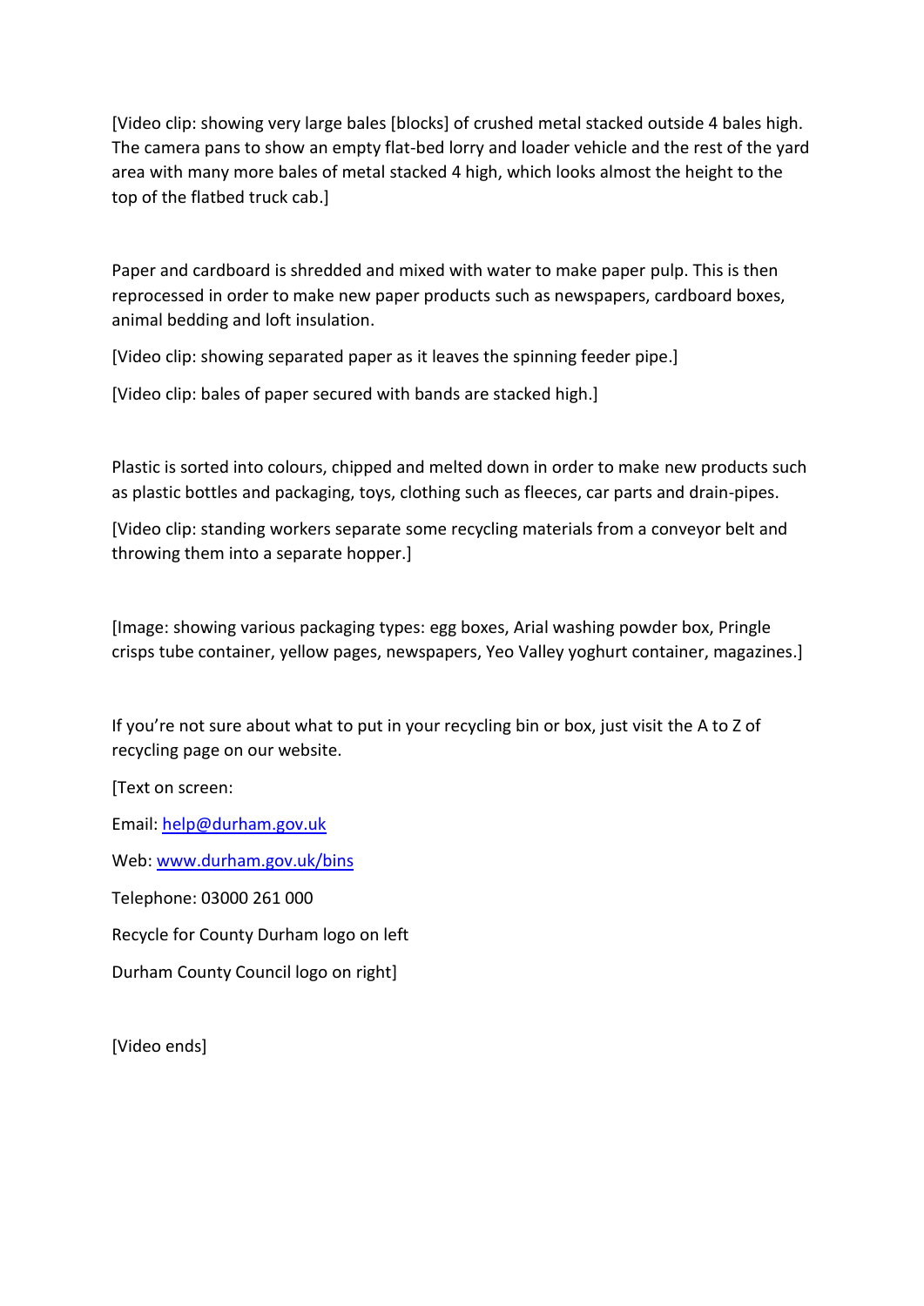[Video clip: showing very large bales [blocks] of crushed metal stacked outside 4 bales high. The camera pans to show an empty flat-bed lorry and loader vehicle and the rest of the yard area with many more bales of metal stacked 4 high, which looks almost the height to the top of the flatbed truck cab.]

Paper and cardboard is shredded and mixed with water to make paper pulp. This is then reprocessed in order to make new paper products such as newspapers, cardboard boxes, animal bedding and loft insulation.

[Video clip: showing separated paper as it leaves the spinning feeder pipe.]

[Video clip: bales of paper secured with bands are stacked high.]

Plastic is sorted into colours, chipped and melted down in order to make new products such as plastic bottles and packaging, toys, clothing such as fleeces, car parts and drain-pipes.

[Video clip: standing workers separate some recycling materials from a conveyor belt and throwing them into a separate hopper.]

[Image: showing various packaging types: egg boxes, Arial washing powder box, Pringle crisps tube container, yellow pages, newspapers, Yeo Valley yoghurt container, magazines.]

If you're not sure about what to put in your recycling bin or box, just visit the A to Z of recycling page on our website.

[Text on screen:

Email: help@durham.gov.uk

Web: www.durham.gov.uk/bins

Telephone: 03000 261 000

Recycle for County Durham logo on left

Durham County Council logo on right]

[Video ends]